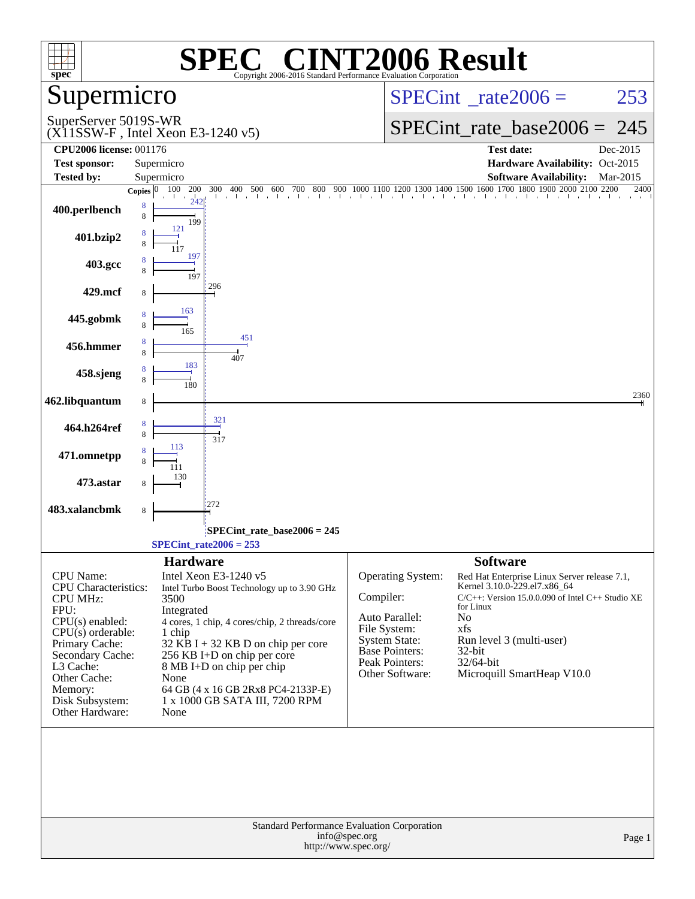# SPEC® CINT2006 Result

Copyright 2006-2016 Standard Performance Evaluation Corporation

## Supermicro

SuperServer 5019S-WR
(X11SSW-F , Intel Xeon E3-1240 v5)

SPECint_rate2006 = 253

SPECint_rate_base2006 = 245

| | | | |
|---|---|---|---|
| **CPU2006 license:** 001176 | | **Test date:** | Dec-2015 |
| **Test sponsor:** | Supermicro | **Hardware Availability:** | Oct-2015 |
| **Tested by:** | Supermicro | **Software Availability:** | Mar-2015 |

| Benchmark | Copies (peak) | Copies (base) | Peak | Base |
|---|---|---|---|---|
| 400.perlbench | 8 | 8 | 242 | 199 |
| 401.bzip2 | 8 | 8 | 121 | 117 |
| 403.gcc | 8 | 8 | 197 | 197 |
| 429.mcf | | 8 | | 296 |
| 445.gobmk | 8 | 8 | 163 | 165 |
| 456.hmmer | 8 | 8 | 451 | 407 |
| 458.sjeng | 8 | 8 | 183 | 180 |
| 462.libquantum | | 8 | | 2360 |
| 464.h264ref | 8 | 8 | 321 | 317 |
| 471.omnetpp | 8 | 8 | 113 | 111 |
| 473.astar | | 8 | | 130 |
| 483.xalancbmk | | 8 | | 272 |

SPECint_rate_base2006 = 245

SPECint_rate2006 = 253

## Hardware

| | |
|---|---|
| CPU Name: | Intel Xeon E3-1240 v5 |
| CPU Characteristics: | Intel Turbo Boost Technology up to 3.90 GHz |
| CPU MHz: | 3500 |
| FPU: | Integrated |
| CPU(s) enabled: | 4 cores, 1 chip, 4 cores/chip, 2 threads/core |
| CPU(s) orderable: | 1 chip |
| Primary Cache: | 32 KB I + 32 KB D on chip per core |
| Secondary Cache: | 256 KB I+D on chip per core |
| L3 Cache: | 8 MB I+D on chip per chip |
| Other Cache: | None |
| Memory: | 64 GB (4 x 16 GB 2Rx8 PC4-2133P-E) |
| Disk Subsystem: | 1 x 1000 GB SATA III, 7200 RPM |
| Other Hardware: | None |

## Software

| | |
|---|---|
| Operating System: | Red Hat Enterprise Linux Server release 7.1, Kernel 3.10.0-229.el7.x86_64 |
| Compiler: | C/C++: Version 15.0.0.090 of Intel C++ Studio XE for Linux |
| Auto Parallel: | No |
| File System: | xfs |
| System State: | Run level 3 (multi-user) |
| Base Pointers: | 32-bit |
| Peak Pointers: | 32/64-bit |
| Other Software: | Microquill SmartHeap V10.0 |

Standard Performance Evaluation Corporation
info@spec.org
http://www.spec.org/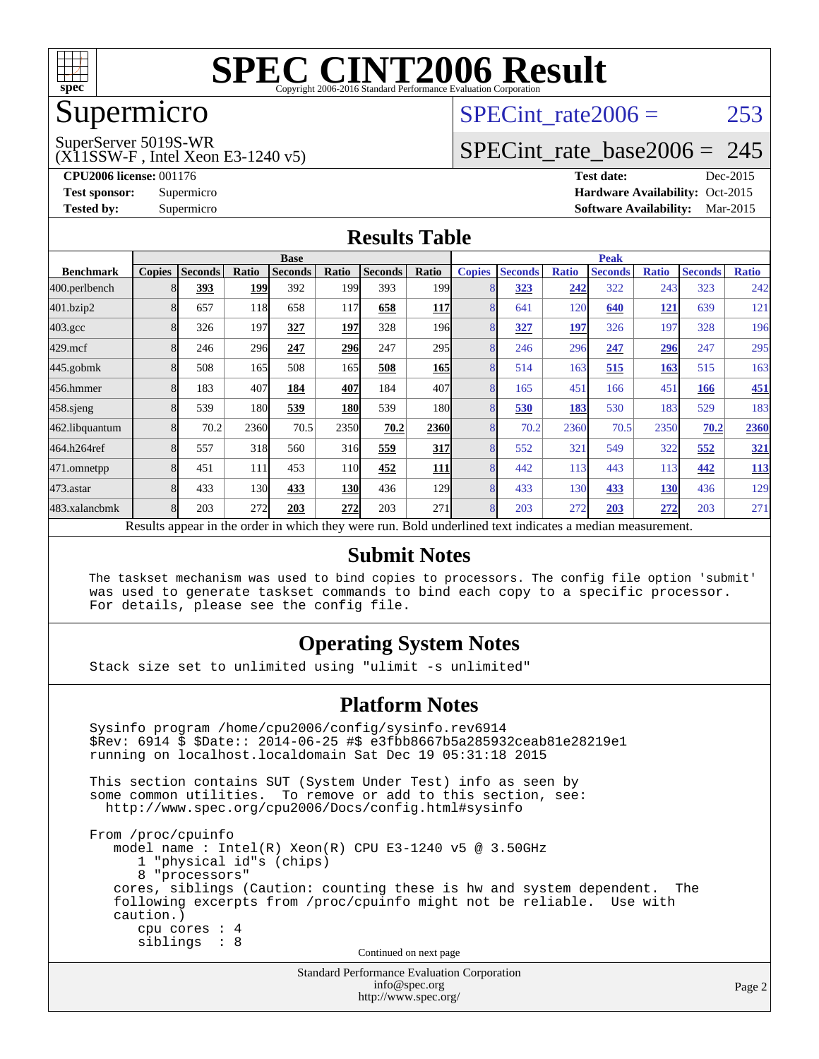# SPEC CINT2006 Result

Copyright 2006-2016 Standard Performance Evaluation Corporation

# Supermicro

SuperServer 5019S-WR
(X11SSW-F , Intel Xeon E3-1240 v5)

SPECint_rate2006 = 253

SPECint_rate_base2006 = 245

| | | | |
|---|---|---|---|
| **CPU2006 license:** 001176 | | **Test date:** | Dec-2015 |
| **Test sponsor:** | Supermicro | **Hardware Availability:** | Oct-2015 |
| **Tested by:** | Supermicro | **Software Availability:** | Mar-2015 |

## Results Table

| Benchmark | Base | | | | | | | Peak | | | | | | |
|---|---|---|---|---|---|---|---|---|---|---|---|---|---|---|
| | Copies | Seconds | Ratio | Seconds | Ratio | Seconds | Ratio | Copies | Seconds | Ratio | Seconds | Ratio | Seconds | Ratio |
| 400.perlbench | 8 | **393** | **199** | 392 | 199 | 393 | 199 | 8 | **323** | **242** | 322 | 243 | 323 | 242 |
| 401.bzip2 | 8 | 657 | 118 | 658 | 117 | **658** | **117** | 8 | 641 | 120 | **640** | **121** | 639 | 121 |
| 403.gcc | 8 | 326 | 197 | **327** | **197** | 328 | 196 | 8 | **327** | **197** | 326 | 197 | 328 | 196 |
| 429.mcf | 8 | 246 | 296 | **247** | **296** | 247 | 295 | 8 | 246 | 296 | **247** | **296** | 247 | 295 |
| 445.gobmk | 8 | 508 | 165 | 508 | 165 | **508** | **165** | 8 | 514 | 163 | **515** | **163** | 515 | 163 |
| 456.hmmer | 8 | 183 | 407 | **184** | **407** | 184 | 407 | 8 | 165 | 451 | 166 | 451 | **166** | **451** |
| 458.sjeng | 8 | 539 | 180 | **539** | **180** | 539 | 180 | 8 | **530** | **183** | 530 | 183 | 529 | 183 |
| 462.libquantum | 8 | 70.2 | 2360 | 70.5 | 2350 | **70.2** | **2360** | 8 | 70.2 | 2360 | 70.5 | 2350 | **70.2** | **2360** |
| 464.h264ref | 8 | 557 | 318 | 560 | 316 | **559** | **317** | 8 | 552 | 321 | 549 | 322 | **552** | **321** |
| 471.omnetpp | 8 | 451 | 111 | 453 | 110 | **452** | **111** | 8 | 442 | 113 | 443 | 113 | **442** | **113** |
| 473.astar | 8 | 433 | 130 | **433** | **130** | 436 | 129 | 8 | 433 | 130 | **433** | **130** | 436 | 129 |
| 483.xalancbmk | 8 | 203 | 272 | **203** | **272** | 203 | 271 | 8 | 203 | 272 | **203** | **272** | 203 | 271 |

Results appear in the order in which they were run. Bold underlined text indicates a median measurement.

## Submit Notes

```
The taskset mechanism was used to bind copies to processors. The config file option 'submit'
was used to generate taskset commands to bind each copy to a specific processor.
For details, please see the config file.
```

## Operating System Notes

```
Stack size set to unlimited using "ulimit -s unlimited"
```

## Platform Notes

```
Sysinfo program /home/cpu2006/config/sysinfo.rev6914
$Rev: 6914 $ $Date:: 2014-06-25 #$ e3fbb8667b5a285932ceab81e28219e1
running on localhost.localdomain Sat Dec 19 05:31:18 2015

This section contains SUT (System Under Test) info as seen by
some common utilities.  To remove or add to this section, see:
  http://www.spec.org/cpu2006/Docs/config.html#sysinfo

From /proc/cpuinfo
   model name : Intel(R) Xeon(R) CPU E3-1240 v5 @ 3.50GHz
      1 "physical id"s (chips)
      8 "processors"
   cores, siblings (Caution: counting these is hw and system dependent.  The
   following excerpts from /proc/cpuinfo might not be reliable.  Use with
   caution.)
      cpu cores : 4
      siblings  : 8
```

Continued on next page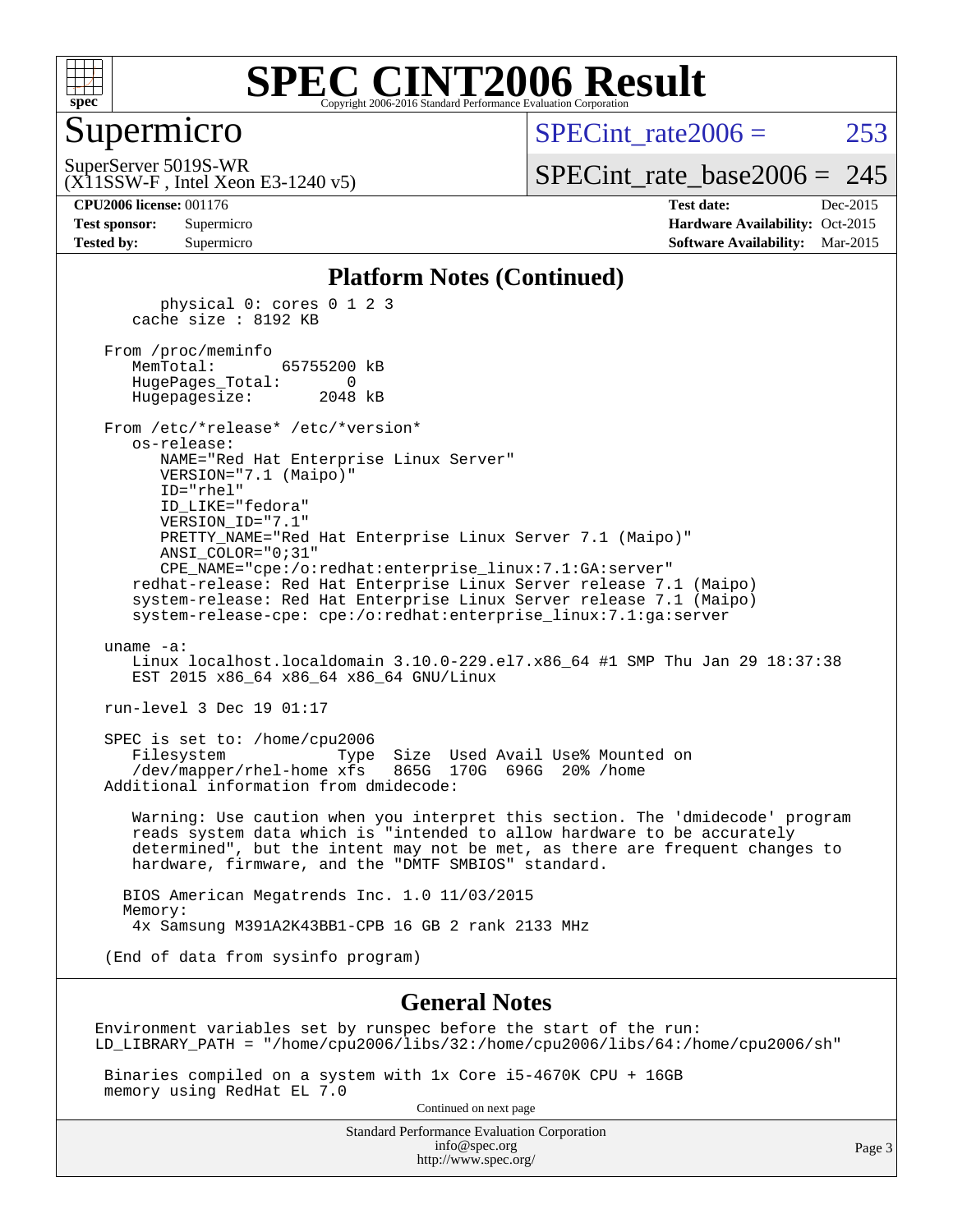# SPEC CINT2006 Result

## Supermicro

SuperServer 5019S-WR
(X11SSW-F , Intel Xeon E3-1240 v5)

SPECint_rate2006 = 253

SPECint_rate_base2006 = 245

**CPU2006 license:** 001176
**Test sponsor:** Supermicro
**Tested by:** Supermicro

**Test date:** Dec-2015
**Hardware Availability:** Oct-2015
**Software Availability:** Mar-2015

### Platform Notes (Continued)

```
        physical 0: cores 0 1 2 3
     cache size : 8192 KB

  From /proc/meminfo
     MemTotal:       65755200 kB
     HugePages_Total:       0
     Hugepagesize:       2048 kB

  From /etc/*release* /etc/*version*
     os-release:
        NAME="Red Hat Enterprise Linux Server"
        VERSION="7.1 (Maipo)"
        ID="rhel"
        ID_LIKE="fedora"
        VERSION_ID="7.1"
        PRETTY_NAME="Red Hat Enterprise Linux Server 7.1 (Maipo)"
        ANSI_COLOR="0;31"
        CPE_NAME="cpe:/o:redhat:enterprise_linux:7.1:GA:server"
     redhat-release: Red Hat Enterprise Linux Server release 7.1 (Maipo)
     system-release: Red Hat Enterprise Linux Server release 7.1 (Maipo)
     system-release-cpe: cpe:/o:redhat:enterprise_linux:7.1:ga:server

  uname -a:
     Linux localhost.localdomain 3.10.0-229.el7.x86_64 #1 SMP Thu Jan 29 18:37:38
     EST 2015 x86_64 x86_64 x86_64 GNU/Linux

  run-level 3 Dec 19 01:17

  SPEC is set to: /home/cpu2006
     Filesystem            Type  Size  Used Avail Use% Mounted on
     /dev/mapper/rhel-home xfs   865G  170G  696G  20% /home
  Additional information from dmidecode:

     Warning: Use caution when you interpret this section. The 'dmidecode' program
     reads system data which is "intended to allow hardware to be accurately
     determined", but the intent may not be met, as there are frequent changes to
     hardware, firmware, and the "DMTF SMBIOS" standard.

    BIOS American Megatrends Inc. 1.0 11/03/2015
    Memory:
     4x Samsung M391A2K43BB1-CPB 16 GB 2 rank 2133 MHz

  (End of data from sysinfo program)
```

### General Notes

```
Environment variables set by runspec before the start of the run:
LD_LIBRARY_PATH = "/home/cpu2006/libs/32:/home/cpu2006/libs/64:/home/cpu2006/sh"

 Binaries compiled on a system with 1x Core i5-4670K CPU + 16GB
 memory using RedHat EL 7.0
```

Continued on next page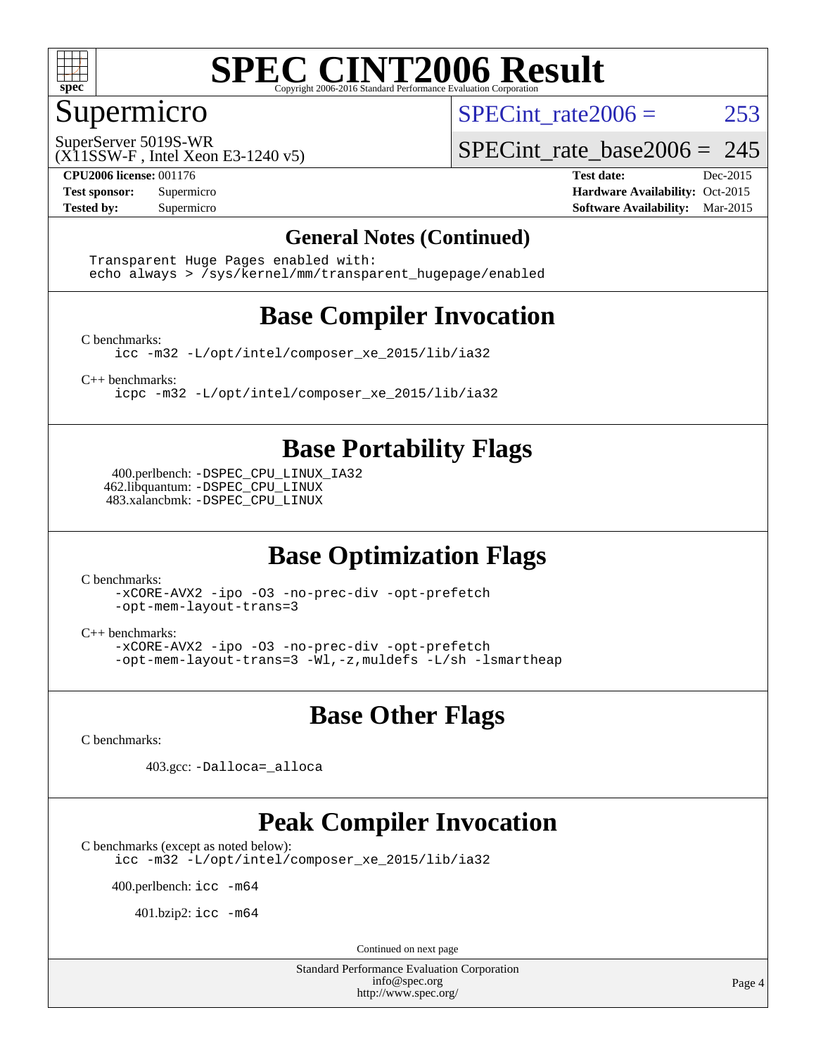# SPEC CINT2006 Result

## Supermicro

SuperServer 5019S-WR
(X11SSW-F , Intel Xeon E3-1240 v5)

SPECint_rate2006 = 253

SPECint_rate_base2006 = 245

| | | | |
|---|---|---|---|
| **CPU2006 license:** 001176 | | **Test date:** | Dec-2015 |
| **Test sponsor:** | Supermicro | **Hardware Availability:** | Oct-2015 |
| **Tested by:** | Supermicro | **Software Availability:** | Mar-2015 |

### General Notes (Continued)

```
Transparent Huge Pages enabled with:
echo always > /sys/kernel/mm/transparent_hugepage/enabled
```

### Base Compiler Invocation

C benchmarks:

```
icc -m32 -L/opt/intel/composer_xe_2015/lib/ia32
```

C++ benchmarks:

```
icpc -m32 -L/opt/intel/composer_xe_2015/lib/ia32
```

### Base Portability Flags

400.perlbench: `-DSPEC_CPU_LINUX_IA32`
462.libquantum: `-DSPEC_CPU_LINUX`
483.xalancbmk: `-DSPEC_CPU_LINUX`

### Base Optimization Flags

C benchmarks:

```
-xCORE-AVX2 -ipo -O3 -no-prec-div -opt-prefetch
-opt-mem-layout-trans=3
```

C++ benchmarks:

```
-xCORE-AVX2 -ipo -O3 -no-prec-div -opt-prefetch
-opt-mem-layout-trans=3 -Wl,-z,muldefs -L/sh -lsmartheap
```

### Base Other Flags

C benchmarks:

403.gcc: `-Dalloca=_alloca`

### Peak Compiler Invocation

C benchmarks (except as noted below):

```
icc -m32 -L/opt/intel/composer_xe_2015/lib/ia32
```

400.perlbench: `icc -m64`

401.bzip2: `icc -m64`

Continued on next page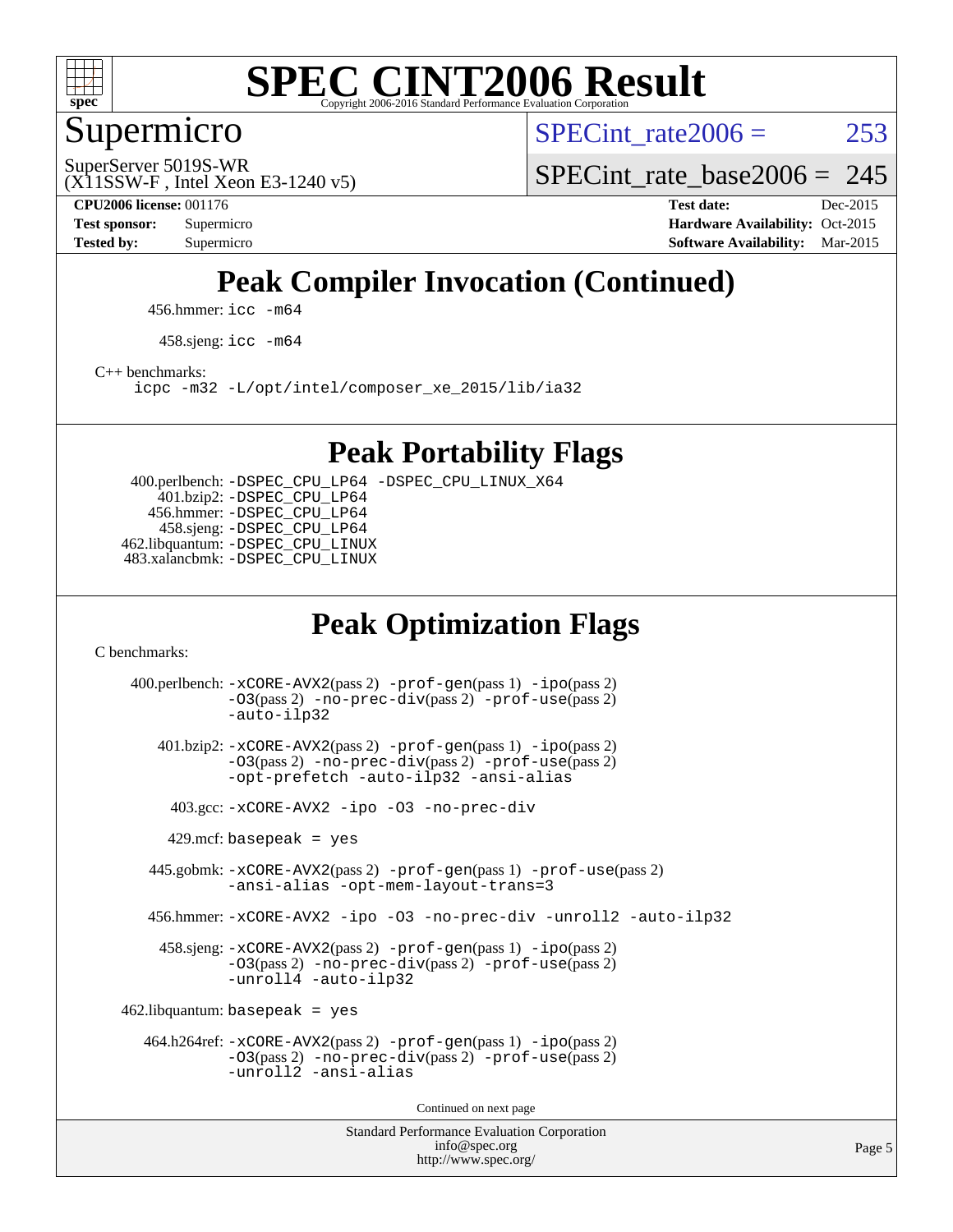# SPEC CINT2006 Result

Copyright 2006-2016 Standard Performance Evaluation Corporation

## Supermicro

SuperServer 5019S-WR
(X11SSW-F , Intel Xeon E3-1240 v5)

SPECint_rate2006 = 253

SPECint_rate_base2006 = 245

| | | | |
|---|---|---|---|
| **CPU2006 license:** 001176 | | **Test date:** | Dec-2015 |
| **Test sponsor:** | Supermicro | **Hardware Availability:** | Oct-2015 |
| **Tested by:** | Supermicro | **Software Availability:** | Mar-2015 |

## Peak Compiler Invocation (Continued)

456.hmmer: `icc -m64`

458.sjeng: `icc -m64`

C++ benchmarks:
`icpc -m32 -L/opt/intel/composer_xe_2015/lib/ia32`

## Peak Portability Flags

400.perlbench: `-DSPEC_CPU_LP64 -DSPEC_CPU_LINUX_X64`
401.bzip2: `-DSPEC_CPU_LP64`
456.hmmer: `-DSPEC_CPU_LP64`
458.sjeng: `-DSPEC_CPU_LP64`
462.libquantum: `-DSPEC_CPU_LINUX`
483.xalancbmk: `-DSPEC_CPU_LINUX`

## Peak Optimization Flags

C benchmarks:

400.perlbench: `-xCORE-AVX2`(pass 2) `-prof-gen`(pass 1) `-ipo`(pass 2) `-O3`(pass 2) `-no-prec-div`(pass 2) `-prof-use`(pass 2) `-auto-ilp32`

401.bzip2: `-xCORE-AVX2`(pass 2) `-prof-gen`(pass 1) `-ipo`(pass 2) `-O3`(pass 2) `-no-prec-div`(pass 2) `-prof-use`(pass 2) `-opt-prefetch -auto-ilp32 -ansi-alias`

403.gcc: `-xCORE-AVX2 -ipo -O3 -no-prec-div`

429.mcf: `basepeak = yes`

445.gobmk: `-xCORE-AVX2`(pass 2) `-prof-gen`(pass 1) `-prof-use`(pass 2) `-ansi-alias -opt-mem-layout-trans=3`

456.hmmer: `-xCORE-AVX2 -ipo -O3 -no-prec-div -unroll2 -auto-ilp32`

458.sjeng: `-xCORE-AVX2`(pass 2) `-prof-gen`(pass 1) `-ipo`(pass 2) `-O3`(pass 2) `-no-prec-div`(pass 2) `-prof-use`(pass 2) `-unroll4 -auto-ilp32`

462.libquantum: `basepeak = yes`

464.h264ref: `-xCORE-AVX2`(pass 2) `-prof-gen`(pass 1) `-ipo`(pass 2) `-O3`(pass 2) `-no-prec-div`(pass 2) `-prof-use`(pass 2) `-unroll2 -ansi-alias`

Continued on next page

Standard Performance Evaluation Corporation
info@spec.org
http://www.spec.org/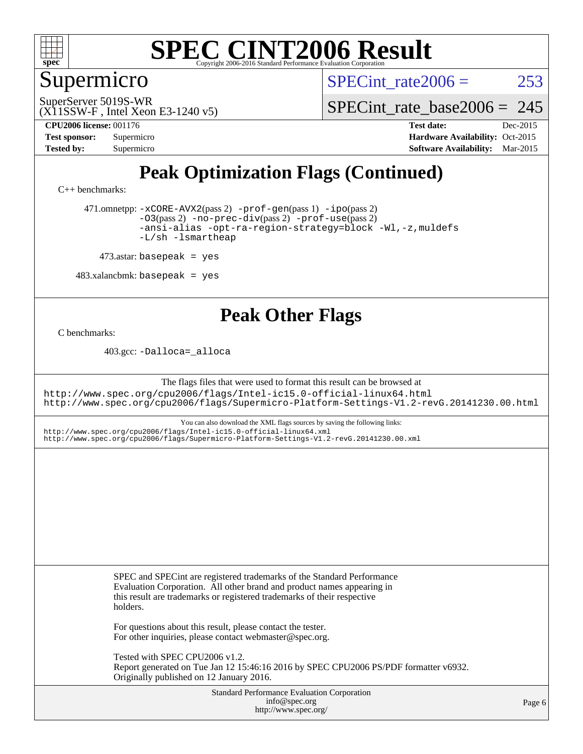# Peak Optimization Flags (Continued)

C++ benchmarks:

471.omnetpp: -xCORE-AVX2(pass 2) -prof-gen(pass 1) -ipo(pass 2) -O3(pass 2) -no-prec-div(pass 2) -prof-use(pass 2) -ansi-alias -opt-ra-region-strategy=block -Wl,-z,muldefs -L/sh -lsmartheap

473.astar: basepeak = yes

483.xalancbmk: basepeak = yes

# Peak Other Flags

C benchmarks:

403.gcc: -Dalloca=_alloca

The flags files that were used to format this result can be browsed at
http://www.spec.org/cpu2006/flags/Intel-ic15.0-official-linux64.html
http://www.spec.org/cpu2006/flags/Supermicro-Platform-Settings-V1.2-revG.20141230.00.html

You can also download the XML flags sources by saving the following links:
http://www.spec.org/cpu2006/flags/Intel-ic15.0-official-linux64.xml
http://www.spec.org/cpu2006/flags/Supermicro-Platform-Settings-V1.2-revG.20141230.00.xml

SPEC and SPECint are registered trademarks of the Standard Performance Evaluation Corporation. All other brand and product names appearing in this result are trademarks or registered trademarks of their respective holders.

For questions about this result, please contact the tester.
For other inquiries, please contact webmaster@spec.org.

Tested with SPEC CPU2006 v1.2.
Report generated on Tue Jan 12 15:46:16 2016 by SPEC CPU2006 PS/PDF formatter v6932.
Originally published on 12 January 2016.